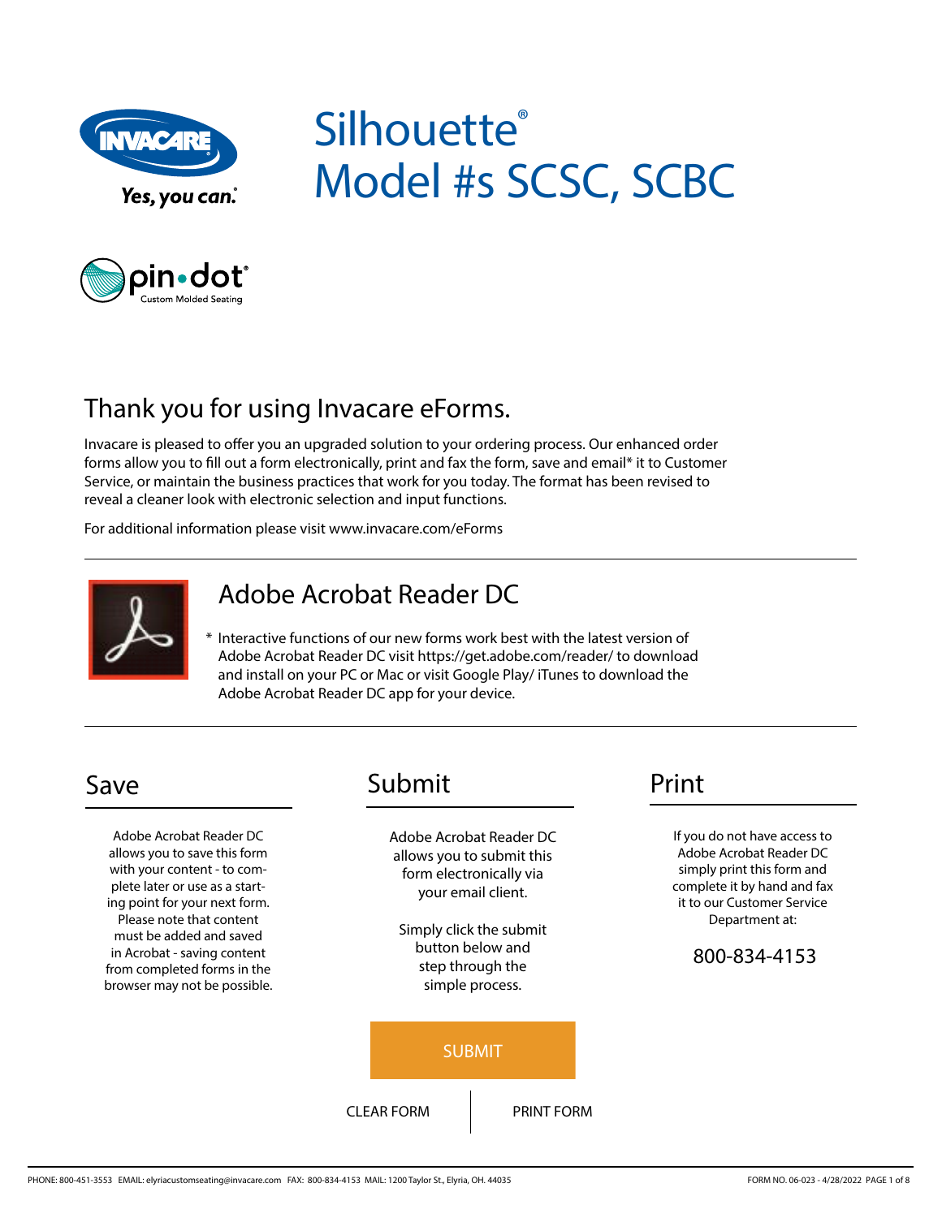# Silhouette®
# Model #s SCSC, SCBC

## Thank you for using Invacare eForms.

Invacare is pleased to offer you an upgraded solution to your ordering process. Our enhanced order forms allow you to fill out a form electronically, print and fax the form, save and email* it to Customer Service, or maintain the business practices that work for you today. The format has been revised to reveal a cleaner look with electronic selection and input functions.

For additional information please visit www.invacare.com/eForms

## Adobe Acrobat Reader DC

* Interactive functions of our new forms work best with the latest version of Adobe Acrobat Reader DC visit https://get.adobe.com/reader/ to download and install on your PC or Mac or visit Google Play/ iTunes to download the Adobe Acrobat Reader DC app for your device.

## Save

Adobe Acrobat Reader DC allows you to save this form with your content - to complete later or use as a starting point for your next form. Please note that content must be added and saved in Acrobat - saving content from completed forms in the browser may not be possible.

## Submit

Adobe Acrobat Reader DC allows you to submit this form electronically via your email client.

Simply click the submit button below and step through the simple process.

SUBMIT

CLEAR FORM | PRINT FORM

## Print

If you do not have access to Adobe Acrobat Reader DC simply print this form and complete it by hand and fax it to our Customer Service Department at:

800-834-4153

PHONE: 800-451-3553 EMAIL: elyriacustomseating@invacare.com FAX: 800-834-4153 MAIL: 1200 Taylor St., Elyria, OH. 44035

FORM NO. 06-023 - 4/28/2022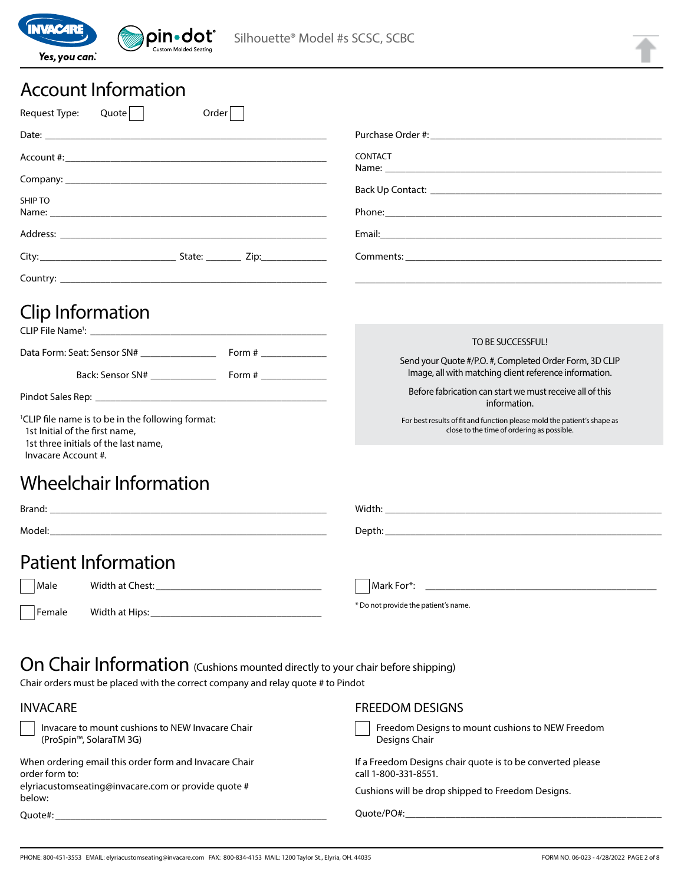Silhouette® Model #s SCSC, SCBC

# Account Information

Request Type: Quote ☐ Order ☐

Date: ______________________

Account #: ______________________

Company: ______________________

SHIP TO
Name: ______________________

Address: ______________________

City: ____________ State: ______ Zip: ________

Country: ______________________

Purchase Order #: ______________________

CONTACT
Name: ______________________

Back Up Contact: ______________________

Phone: ______________________

Email: ______________________

Comments: ______________________

# Clip Information

CLIP File Name[1]: ______________________

Data Form: Seat: Sensor SN# ____________ Form # ____________

Back: Sensor SN# ____________ Form # ____________

Pindot Sales Rep: ______________________

[1]CLIP file name is to be in the following format:
1st Initial of the first name,
1st three initials of the last name,
Invacare Account #.

> TO BE SUCCESSFUL!
>
> Send your Quote #/P.O. #, Completed Order Form, 3D CLIP Image, all with matching client reference information.
>
> Before fabrication can start we must receive all of this information.
>
> For best results of fit and function please mold the patient's shape as close to the time of ordering as possible.

# Wheelchair Information

Brand: ______________________

Model: ______________________

Width: ______________________

Depth: ______________________

# Patient Information

☐ Male Width at Chest: ______________________

☐ Female Width at Hips: ______________________

☐ Mark For*: ______________________

* Do not provide the patient's name.

# On Chair Information (Cushions mounted directly to your chair before shipping)

Chair orders must be placed with the correct company and relay quote # to Pindot

## INVACARE

☐ Invacare to mount cushions to NEW Invacare Chair (ProSpin™, SolaraTM 3G)

When ordering email this order form and Invacare Chair order form to:
elyriacustomseating@invacare.com or provide quote # below:

Quote#: ______________________

## FREEDOM DESIGNS

☐ Freedom Designs to mount cushions to NEW Freedom Designs Chair

If a Freedom Designs chair quote is to be converted please call 1-800-331-8551.

Cushions will be drop shipped to Freedom Designs.

Quote/PO#: ______________________

PHONE: 800-451-3553 EMAIL: elyriacustomseating@invacare.com FAX: 800-834-4153 MAIL: 1200 Taylor St., Elyria, OH. 44035

FORM NO. 06-023 - 4/28/2022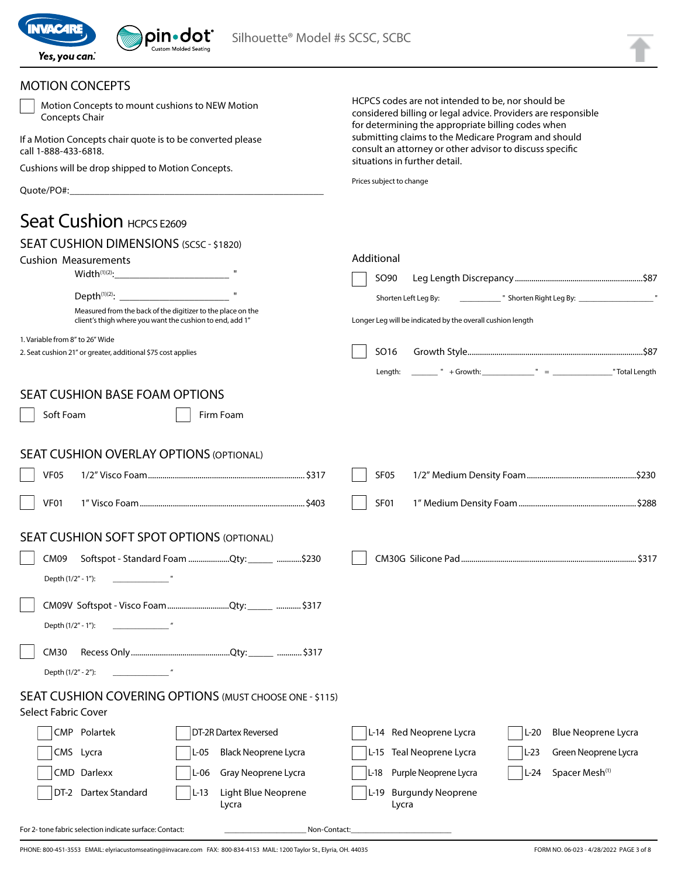Silhouette® Model #s SCSC, SCBC

## MOTION CONCEPTS

☐ Motion Concepts to mount cushions to NEW Motion Concepts Chair

If a Motion Concepts chair quote is to be converted please call 1-888-433-6818.

Cushions will be drop shipped to Motion Concepts.

Quote/PO#:______________________________________________

HCPCS codes are not intended to be, nor should be considered billing or legal advice. Providers are responsible for determining the appropriate billing codes when submitting claims to the Medicare Program and should consult an attorney or other advisor to discuss specific situations in further detail.

Prices subject to change

# Seat Cushion HCPCS E2609

## SEAT CUSHION DIMENSIONS (SCSC - $1820)

### Cushion Measurements

Width[(1)(2)]:______________________ "

Depth[(1)(2)]: ______________________ "

Measured from the back of the digitizer to the place on the client's thigh where you want the cushion to end, add 1"

1. Variable from 8" to 26" Wide
2. Seat cushion 21" or greater, additional $75 cost applies

### Additional

☐ SO90 Leg Length Discrepancy ............ $87

Shorten Left Leg By: __________ " Shorten Right Leg By: __________ "

Longer Leg will be indicated by the overall cushion length

☐ SO16 Growth Style ............ $87

Length: ______ " + Growth: __________ " = __________ " Total Length

## SEAT CUSHION BASE FOAM OPTIONS

☐ Soft Foam ☐ Firm Foam

## SEAT CUSHION OVERLAY OPTIONS (OPTIONAL)

☐ VF05 1/2" Visco Foam ............ $317

☐ VF01 1" Visco Foam ............ $403

☐ SF05 1/2" Medium Density Foam ............ $230

☐ SF01 1" Medium Density Foam ............ $288

## SEAT CUSHION SOFT SPOT OPTIONS (OPTIONAL)

☐ CM09 Softspot - Standard Foam ............ Qty:_____ ............ $230

Depth (1/2" - 1"): __________ "

☐ CM09V Softspot - Visco Foam ............ Qty:_____ ............ $317

Depth (1/2" - 1"): __________ "

☐ CM30 Recess Only ............ Qty:_____ ............ $317

Depth (1/2" - 2"): __________ "

☐ CM30G Silicone Pad ............ $317

## SEAT CUSHION COVERING OPTIONS (MUST CHOOSE ONE - $115)

### Select Fabric Cover

| | | | |
|---|---|---|---|
| ☐ CMP Polartek | ☐ DT-2R Dartex Reversed | ☐ L-14 Red Neoprene Lycra | ☐ L-20 Blue Neoprene Lycra |
| ☐ CMS Lycra | ☐ L-05 Black Neoprene Lycra | ☐ L-15 Teal Neoprene Lycra | ☐ L-23 Green Neoprene Lycra |
| ☐ CMD Darlexx | ☐ L-06 Gray Neoprene Lycra | ☐ L-18 Purple Neoprene Lycra | ☐ L-24 Spacer Mesh[(1)] |
| ☐ DT-2 Dartex Standard | ☐ L-13 Light Blue Neoprene Lycra | ☐ L-19 Burgundy Neoprene Lycra | |

For 2- tone fabric selection indicate surface: Contact: ____________________ Non-Contact:____________________

PHONE: 800-451-3553 EMAIL: elyriacustomseating@invacare.com FAX: 800-834-4153 MAIL: 1200 Taylor St., Elyria, OH. 44035

FORM NO. 06-023 - 4/28/2022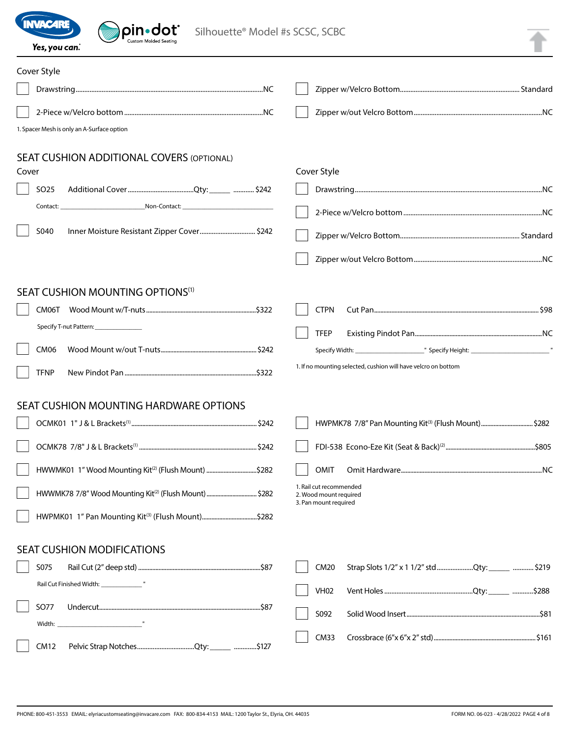Silhouette® Model #s SCSC, SCBC

Cover Style

- [ ] Drawstring....NC
- [ ] 2-Piece w/Velcro bottom....NC
- [ ] Zipper w/Velcro Bottom....Standard
- [ ] Zipper w/out Velcro Bottom....NC

1. Spacer Mesh is only an A-Surface option

## SEAT CUSHION ADDITIONAL COVERS (OPTIONAL)

Cover

- [ ] S025 Additional Cover....Qty: _____ .... $242
  Contact: ____________________ Non-Contact: ____________________
- [ ] S040 Inner Moisture Resistant Zipper Cover.... $242

Cover Style

- [ ] Drawstring....NC
- [ ] 2-Piece w/Velcro bottom....NC
- [ ] Zipper w/Velcro Bottom....Standard
- [ ] Zipper w/out Velcro Bottom....NC

## SEAT CUSHION MOUNTING OPTIONS[1]

- [ ] CM06T Wood Mount w/T-nuts....$322
  Specify T-nut Pattern: ______________
- [ ] CM06 Wood Mount w/out T-nuts.... $242
- [ ] TFNP New Pindot Pan....$322
- [ ] CTPN Cut Pan.... $98
- [ ] TFEP Existing Pindot Pan....NC
  Specify Width: ______________" Specify Height: ______________"

1. If no mounting selected, cushion will have velcro on bottom

## SEAT CUSHION MOUNTING HARDWARE OPTIONS

- [ ] OCMK01 1" J & L Brackets[1].... $242
- [ ] OCMK78 7/8" J & L Brackets[1].... $242
- [ ] HWWMK01 1" Wood Mounting Kit[2] (Flush Mount)....$282
- [ ] HWWMK78 7/8" Wood Mounting Kit[2] (Flush Mount).... $282
- [ ] HWPMK01 1" Pan Mounting Kit[3] (Flush Mount)....$282
- [ ] HWPMK78 7/8" Pan Mounting Kit[3] (Flush Mount).... $282
- [ ] FDI-538 Econo-Eze Kit (Seat & Back)[2]....$805
- [ ] OMIT Omit Hardware....NC

1. Rail cut recommended
2. Wood mount required
3. Pan mount required

## SEAT CUSHION MODIFICATIONS

- [ ] S075 Rail Cut (2" deep std)....$87
  Rail Cut Finished Width: ___________"
- [ ] S077 Undercut....$87
  Width: ____________________"
- [ ] CM12 Pelvic Strap Notches....Qty: _____ ....$127
- [ ] CM20 Strap Slots 1/2" x 1 1/2" std....Qty: _____ .... $219
- [ ] VH02 Vent Holes....Qty: _____ ....$288
- [ ] S092 Solid Wood Insert....$81
- [ ] CM33 Crossbrace (6"x 6"x 2" std)....$161

PHONE: 800-451-3553 EMAIL: elyriacustomseating@invacare.com FAX: 800-834-4153 MAIL: 1200 Taylor St., Elyria, OH. 44035

FORM NO. 06-023 - 4/28/2022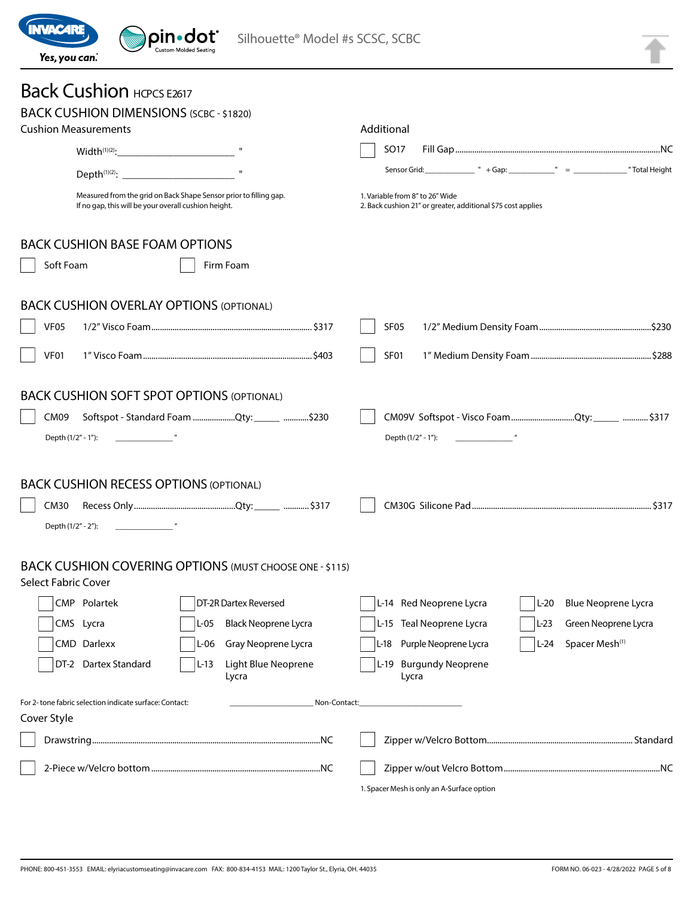Silhouette® Model #s SCSC, SCBC

# Back Cushion HCPCS E2617

## BACK CUSHION DIMENSIONS (SCBC - $1820)

### Cushion Measurements

Width[1][2]: ______________________ "

Depth[1][2]: ______________________ "

Measured from the grid on Back Shape Sensor prior to filling gap.
If no gap, this will be your overall cushion height.

### Additional

☐ SO17 Fill Gap ........................................................................ NC

Sensor Grid: ____________ " + Gap: ____________ " = ____________ " Total Height

1. Variable from 8" to 26" Wide
2. Back cushion 21" or greater, additional $75 cost applies

## BACK CUSHION BASE FOAM OPTIONS

☐ Soft Foam ☐ Firm Foam

## BACK CUSHION OVERLAY OPTIONS (OPTIONAL)

☐ VF05 1/2" Visco Foam ........................................ $317

☐ VF01 1" Visco Foam ........................................ $403

☐ SF05 1/2" Medium Density Foam ........................................ $230

☐ SF01 1" Medium Density Foam ........................................ $288

## BACK CUSHION SOFT SPOT OPTIONS (OPTIONAL)

☐ CM09 Softspot - Standard Foam ............ Qty: _____ ............ $230

Depth (1/2" - 1"): ____________ "

☐ CM09V Softspot - Visco Foam ............ Qty: _____ ............ $317

Depth (1/2" - 1"): ____________ "

## BACK CUSHION RECESS OPTIONS (OPTIONAL)

☐ CM30 Recess Only ............ Qty: _____ ............ $317

Depth (1/2" - 2"): ____________ "

☐ CM30G Silicone Pad ........................................ $317

## BACK CUSHION COVERING OPTIONS (MUST CHOOSE ONE - $115)

### Select Fabric Cover

☐ CMP Polartek
☐ CMS Lycra
☐ CMD Darlexx
☐ DT-2 Dartex Standard
☐ DT-2R Dartex Reversed
☐ L-05 Black Neoprene Lycra
☐ L-06 Gray Neoprene Lycra
☐ L-13 Light Blue Neoprene Lycra
☐ L-14 Red Neoprene Lycra
☐ L-15 Teal Neoprene Lycra
☐ L-18 Purple Neoprene Lycra
☐ L-19 Burgundy Neoprene Lycra
☐ L-20 Blue Neoprene Lycra
☐ L-23 Green Neoprene Lycra
☐ L-24 Spacer Mesh[1]

For 2- tone fabric selection indicate surface: Contact: ____________________ Non-Contact: ____________________

### Cover Style

☐ Drawstring ........................................ NC

☐ 2-Piece w/Velcro bottom ........................................ NC

☐ Zipper w/Velcro Bottom ........................................ Standard

☐ Zipper w/out Velcro Bottom ........................................ NC

1. Spacer Mesh is only an A-Surface option

PHONE: 800-451-3553 EMAIL: elyriacustomseating@invacare.com FAX: 800-834-4153 MAIL: 1200 Taylor St., Elyria, OH. 44035

FORM NO. 06-023 - 4/28/2022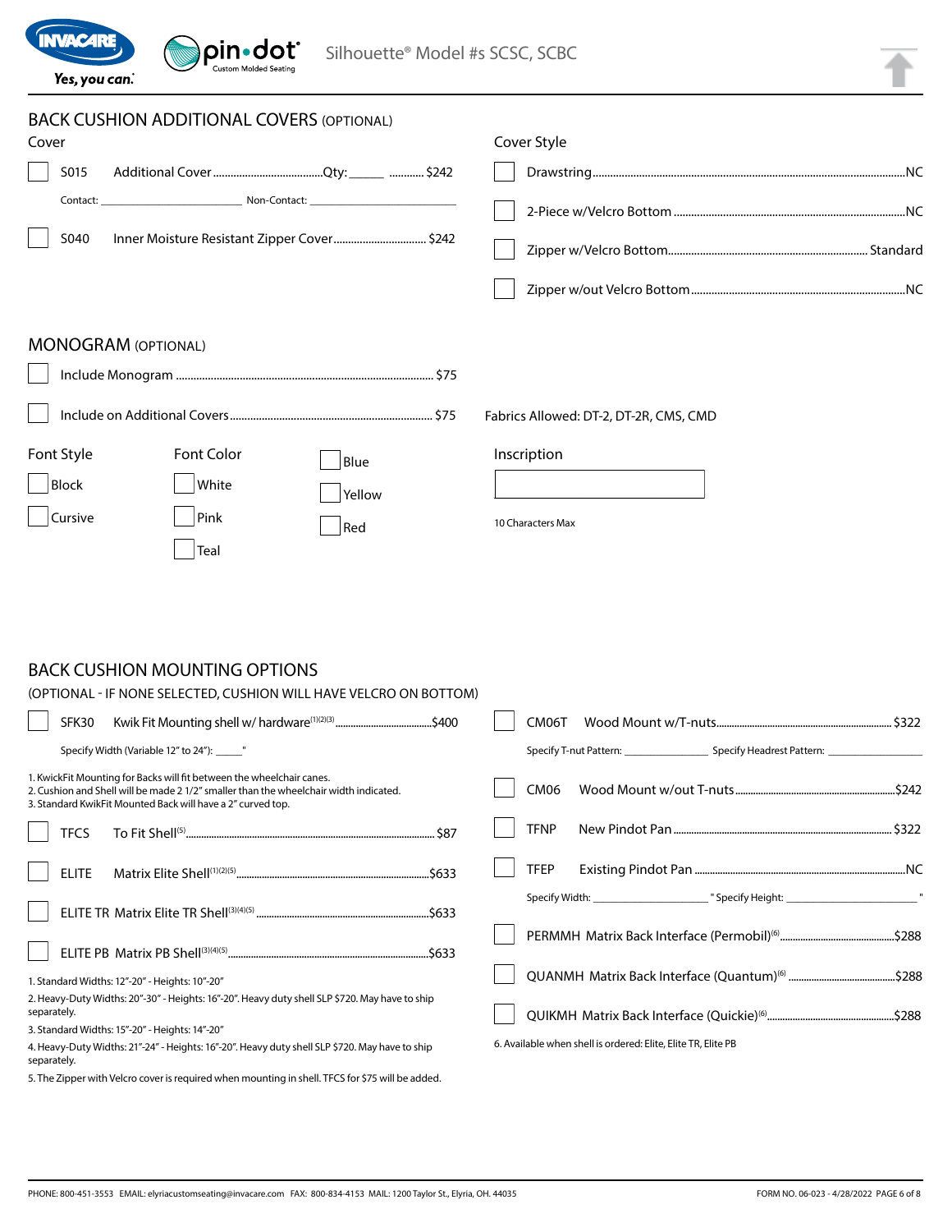Silhouette® Model #s SCSC, SCBC

## BACK CUSHION ADDITIONAL COVERS (OPTIONAL)

### Cover

- ☐ S015 Additional Cover ........ Qty: _____ ........ $242
  - Contact: ______________ Non-Contact: ______________
- ☐ S040 Inner Moisture Resistant Zipper Cover ........ $242

### Cover Style

- ☐ Drawstring ........ NC
- ☐ 2-Piece w/Velcro Bottom ........ NC
- ☐ Zipper w/Velcro Bottom ........ Standard
- ☐ Zipper w/out Velcro Bottom ........ NC

## MONOGRAM (OPTIONAL)

- ☐ Include Monogram ........ $75
- ☐ Include on Additional Covers ........ $75

Fabrics Allowed: DT-2, DT-2R, CMS, CMD

### Font Style

- ☐ Block
- ☐ Cursive

### Font Color

- ☐ White
- ☐ Pink
- ☐ Teal
- ☐ Blue
- ☐ Yellow
- ☐ Red

### Inscription

[ ]

10 Characters Max

## BACK CUSHION MOUNTING OPTIONS

(OPTIONAL - IF NONE SELECTED, CUSHION WILL HAVE VELCRO ON BOTTOM)

- ☐ SFK30 Kwik Fit Mounting shell w/ hardware[1][2][3] ........ $400
  - Specify Width (Variable 12" to 24"): _____"

1. KwickFit Mounting for Backs will fit between the wheelchair canes.
2. Cushion and Shell will be made 2 1/2" smaller than the wheelchair width indicated.
3. Standard KwikFit Mounted Back will have a 2" curved top.

- ☐ TFCS To Fit Shell[5] ........ $87
- ☐ ELITE Matrix Elite Shell[1][2][5] ........ $633
- ☐ ELITE TR Matrix Elite TR Shell[3][4][5] ........ $633
- ☐ ELITE PB Matrix PB Shell[3][4][5] ........ $633

1. Standard Widths: 12"-20" - Heights: 10"-20"
2. Heavy-Duty Widths: 20"-30" - Heights: 16"-20". Heavy duty shell SLP $720. May have to ship separately.
3. Standard Widths: 15"-20" - Heights: 14"-20"
4. Heavy-Duty Widths: 21"-24" - Heights: 16"-20". Heavy duty shell SLP $720. May have to ship separately.
5. The Zipper with Velcro cover is required when mounting in shell. TFCS for $75 will be added.

- ☐ CM06T Wood Mount w/T-nuts ........ $322
  - Specify T-nut Pattern: ______________ Specify Headrest Pattern: ______________
- ☐ CM06 Wood Mount w/out T-nuts ........ $242
- ☐ TFNP New Pindot Pan ........ $322
- ☐ TFEP Existing Pindot Pan ........ NC
  - Specify Width: ______________ " Specify Height: ______________ "
- ☐ PERMMH Matrix Back Interface (Permobil)[6] ........ $288
- ☐ QUANMH Matrix Back Interface (Quantum)[6] ........ $288
- ☐ QUIKMH Matrix Back Interface (Quickie)[6] ........ $288

6. Available when shell is ordered: Elite, Elite TR, Elite PB

PHONE: 800-451-3553 EMAIL: elyriacustomseating@invacare.com FAX: 800-834-4153 MAIL: 1200 Taylor St., Elyria, OH. 44035

FORM NO. 06-023 - 4/28/2022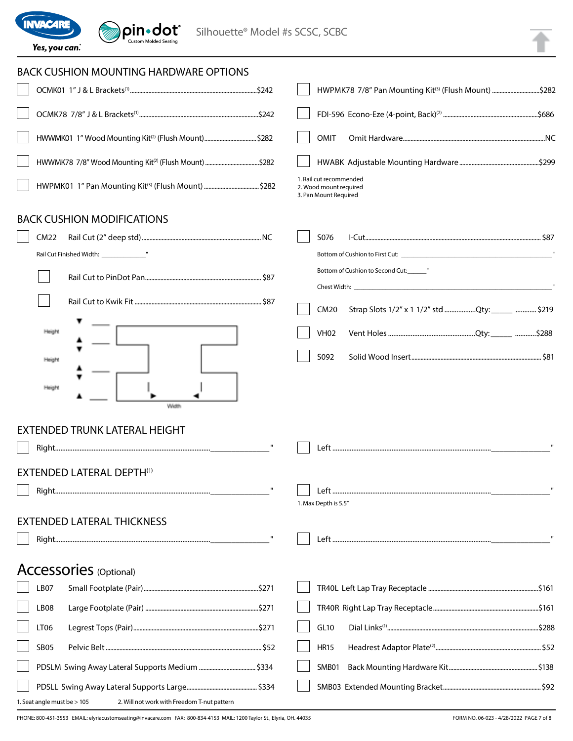Silhouette® Model #s SCSC, SCBC

## BACK CUSHION MOUNTING HARDWARE OPTIONS

- ☐ OCMK01 1" J & L Brackets[1] ........ $242
- ☐ OCMK78 7/8" J & L Brackets[1] ........ $242
- ☐ HWWMK01 1" Wood Mounting Kit[2] (Flush Mount) ........ $282
- ☐ HWWMK78 7/8" Wood Mounting Kit[2] (Flush Mount) ........ $282
- ☐ HWPMK01 1" Pan Mounting Kit[3] (Flush Mount) ........ $282
- ☐ HWPMK78 7/8" Pan Mounting Kit[3] (Flush Mount) ........ $282
- ☐ FDI-596 Econo-Eze (4-point, Back)[2] ........ $686
- ☐ OMIT Omit Hardware ........ NC
- ☐ HWABK Adjustable Mounting Hardware ........ $299

1. Rail cut recommended
2. Wood mount required
3. Pan Mount Required

## BACK CUSHION MODIFICATIONS

- ☐ CM22 Rail Cut (2" deep std) ........ NC

  Rail Cut Finished Width: ____________"

  - ☐ Rail Cut to PinDot Pan ........ $87
  - ☐ Rail Cut to Kwik Fit ........ $87

  Height ____ / Height ____ / Height ____ / Width

- ☐ S076 I-Cut ........ $87

  Bottom of Cushion to First Cut: ____________"

  Bottom of Cushion to Second Cut: ______"

  Chest Width: ____________"

- ☐ CM20 Strap Slots 1/2" x 1 1/2" std ........ Qty: _____ ........ $219
- ☐ VH02 Vent Holes ........ Qty: _____ ........ $288
- ☐ S092 Solid Wood Insert ........ $81

## EXTENDED TRUNK LATERAL HEIGHT

- ☐ Right ........ ____________"
- ☐ Left ........ ____________"

## EXTENDED LATERAL DEPTH[1]

- ☐ Right ........ ____________"
- ☐ Left ........ ____________"

1. Max Depth is 5.5"

## EXTENDED LATERAL THICKNESS

- ☐ Right ........ ____________"
- ☐ Left ........ ____________"

# Accessories (Optional)

- ☐ LB07 Small Footplate (Pair) ........ $271
- ☐ LB08 Large Footplate (Pair) ........ $271
- ☐ LT06 Legrest Tops (Pair) ........ $271
- ☐ SB05 Pelvic Belt ........ $52
- ☐ PDSLM Swing Away Lateral Supports Medium ........ $334
- ☐ PDSLL Swing Away Lateral Supports Large ........ $334
- ☐ TR40L Left Lap Tray Receptacle ........ $161
- ☐ TR40R Right Lap Tray Receptacle ........ $161
- ☐ GL10 Dial Links[1] ........ $288
- ☐ HR15 Headrest Adaptor Plate[2] ........ $52
- ☐ SMB01 Back Mounting Hardware Kit ........ $138
- ☐ SMB03 Extended Mounting Bracket ........ $92

1. Seat angle must be > 105
2. Will not work with Freedom T-nut pattern

PHONE: 800-451-3553 EMAIL: elyriacustomseating@invacare.com FAX: 800-834-4153 MAIL: 1200 Taylor St., Elyria, OH. 44035

FORM NO. 06-023 - 4/28/2022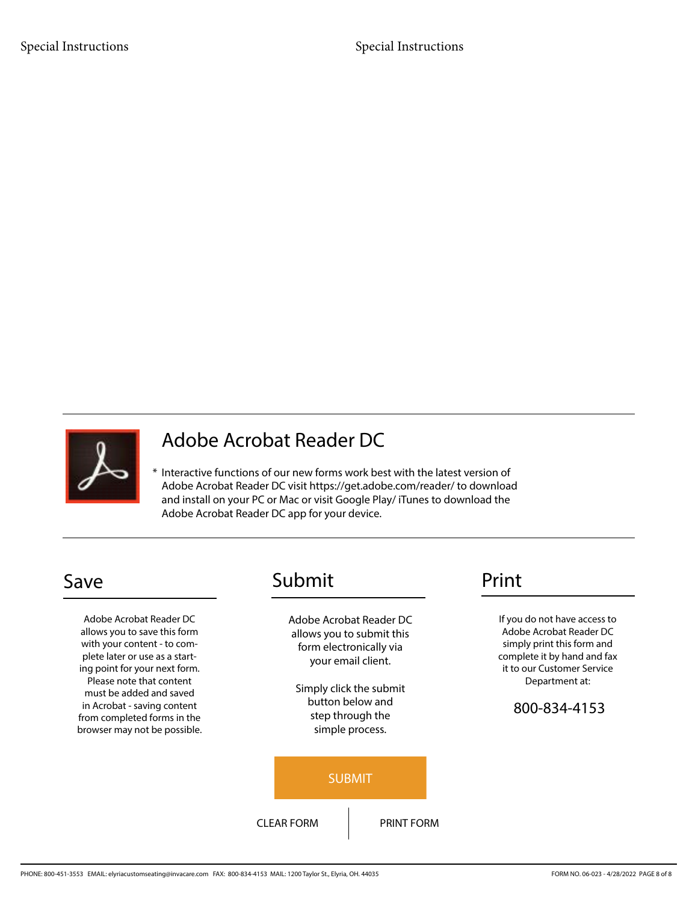Special Instructions

Special Instructions

## Adobe Acrobat Reader DC

* Interactive functions of our new forms work best with the latest version of Adobe Acrobat Reader DC visit https://get.adobe.com/reader/ to download and install on your PC or Mac or visit Google Play/ iTunes to download the Adobe Acrobat Reader DC app for your device.

## Save

Adobe Acrobat Reader DC allows you to save this form with your content - to complete later or use as a starting point for your next form. Please note that content must be added and saved in Acrobat - saving content from completed forms in the browser may not be possible.

## Submit

Adobe Acrobat Reader DC allows you to submit this form electronically via your email client.

Simply click the submit button below and step through the simple process.

SUBMIT

CLEAR FORM | PRINT FORM

## Print

If you do not have access to Adobe Acrobat Reader DC simply print this form and complete it by hand and fax it to our Customer Service Department at:

800-834-4153

PHONE: 800-451-3553 EMAIL: elyriacustomseating@invacare.com FAX: 800-834-4153 MAIL: 1200 Taylor St., Elyria, OH. 44035

FORM NO. 06-023 - 4/28/2022